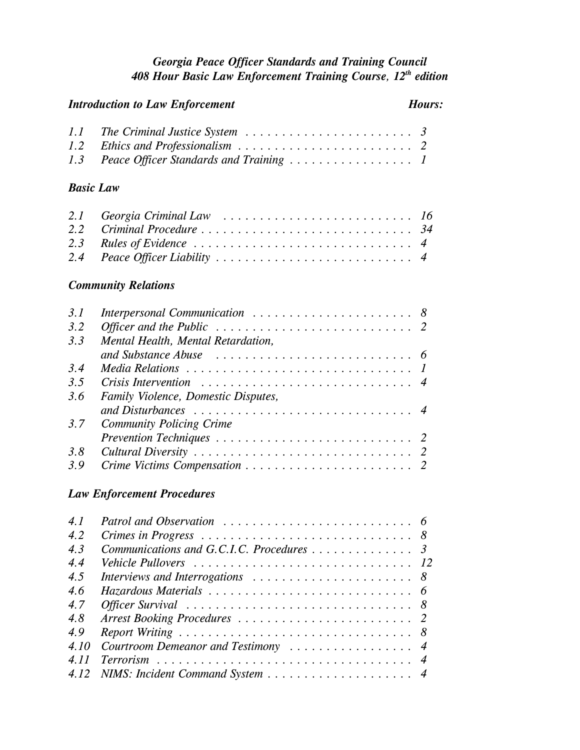# *Georgia Peace Officer Standards and Training Council*
## *408 Hour Basic Law Enforcement Training Course, 12th edition*

| *Introduction to Law Enforcement* | | *Hours:* |
|---|---|---|
| *1.1* | *The Criminal Justice System* | *3* |
| *1.2* | *Ethics and Professionalism* | *2* |
| *1.3* | *Peace Officer Standards and Training* | *1* |

### *Basic Law*

| | | |
|---|---|---|
| *2.1* | *Georgia Criminal Law* | *16* |
| *2.2* | *Criminal Procedure* | *34* |
| *2.3* | *Rules of Evidence* | *4* |
| *2.4* | *Peace Officer Liability* | *4* |

### *Community Relations*

| | | |
|---|---|---|
| *3.1* | *Interpersonal Communication* | *8* |
| *3.2* | *Officer and the Public* | *2* |
| *3.3* | *Mental Health, Mental Retardation, and Substance Abuse* | *6* |
| *3.4* | *Media Relations* | *1* |
| *3.5* | *Crisis Intervention* | *4* |
| *3.6* | *Family Violence, Domestic Disputes, and Disturbances* | *4* |
| *3.7* | *Community Policing Crime Prevention Techniques* | *2* |
| *3.8* | *Cultural Diversity* | *2* |
| *3.9* | *Crime Victims Compensation* | *2* |

### *Law Enforcement Procedures*

| | | |
|---|---|---|
| *4.1* | *Patrol and Observation* | *6* |
| *4.2* | *Crimes in Progress* | *8* |
| *4.3* | *Communications and G.C.I.C. Procedures* | *3* |
| *4.4* | *Vehicle Pullovers* | *12* |
| *4.5* | *Interviews and Interrogations* | *8* |
| *4.6* | *Hazardous Materials* | *6* |
| *4.7* | *Officer Survival* | *8* |
| *4.8* | *Arrest Booking Procedures* | *2* |
| *4.9* | *Report Writing* | *8* |
| *4.10* | *Courtroom Demeanor and Testimony* | *4* |
| *4.11* | *Terrorism* | *4* |
| *4.12* | *NIMS: Incident Command System* | *4* |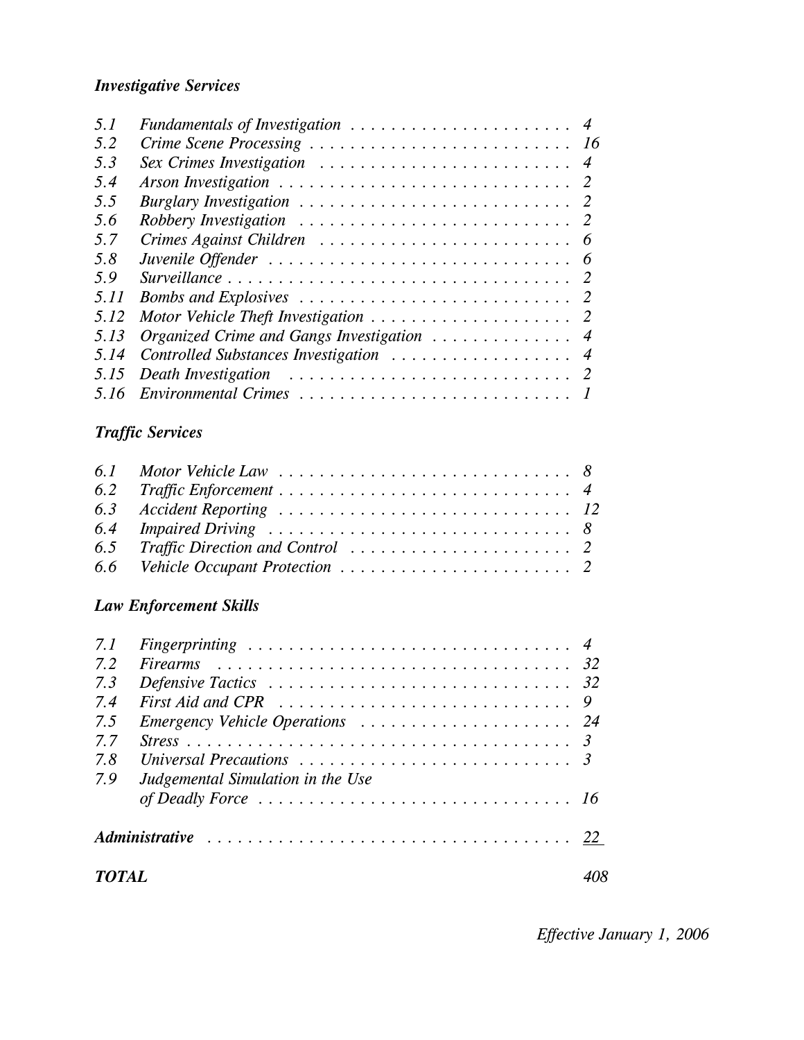***Investigative Services***

| | | |
|---|---|---|
| *5.1* | *Fundamentals of Investigation* | *4* |
| *5.2* | *Crime Scene Processing* | *16* |
| *5.3* | *Sex Crimes Investigation* | *4* |
| *5.4* | *Arson Investigation* | *2* |
| *5.5* | *Burglary Investigation* | *2* |
| *5.6* | *Robbery Investigation* | *2* |
| *5.7* | *Crimes Against Children* | *6* |
| *5.8* | *Juvenile Offender* | *6* |
| *5.9* | *Surveillance* | *2* |
| *5.11* | *Bombs and Explosives* | *2* |
| *5.12* | *Motor Vehicle Theft Investigation* | *2* |
| *5.13* | *Organized Crime and Gangs Investigation* | *4* |
| *5.14* | *Controlled Substances Investigation* | *4* |
| *5.15* | *Death Investigation* | *2* |
| *5.16* | *Environmental Crimes* | *1* |

***Traffic Services***

| | | |
|---|---|---|
| *6.1* | *Motor Vehicle Law* | *8* |
| *6.2* | *Traffic Enforcement* | *4* |
| *6.3* | *Accident Reporting* | *12* |
| *6.4* | *Impaired Driving* | *8* |
| *6.5* | *Traffic Direction and Control* | *2* |
| *6.6* | *Vehicle Occupant Protection* | *2* |

***Law Enforcement Skills***

| | | |
|---|---|---|
| *7.1* | *Fingerprinting* | *4* |
| *7.2* | *Firearms* | *32* |
| *7.3* | *Defensive Tactics* | *32* |
| *7.4* | *First Aid and CPR* | *9* |
| *7.5* | *Emergency Vehicle Operations* | *24* |
| *7.7* | *Stress* | *3* |
| *7.8* | *Universal Precautions* | *3* |
| *7.9* | *Judgemental Simulation in the Use of Deadly Force* | *16* |

***Administrative*** . . . . . . . . . . . . . . . . . . . . . . . . . . . . . . . . . . . *22*

***TOTAL*** *408*

*Effective January 1, 2006*